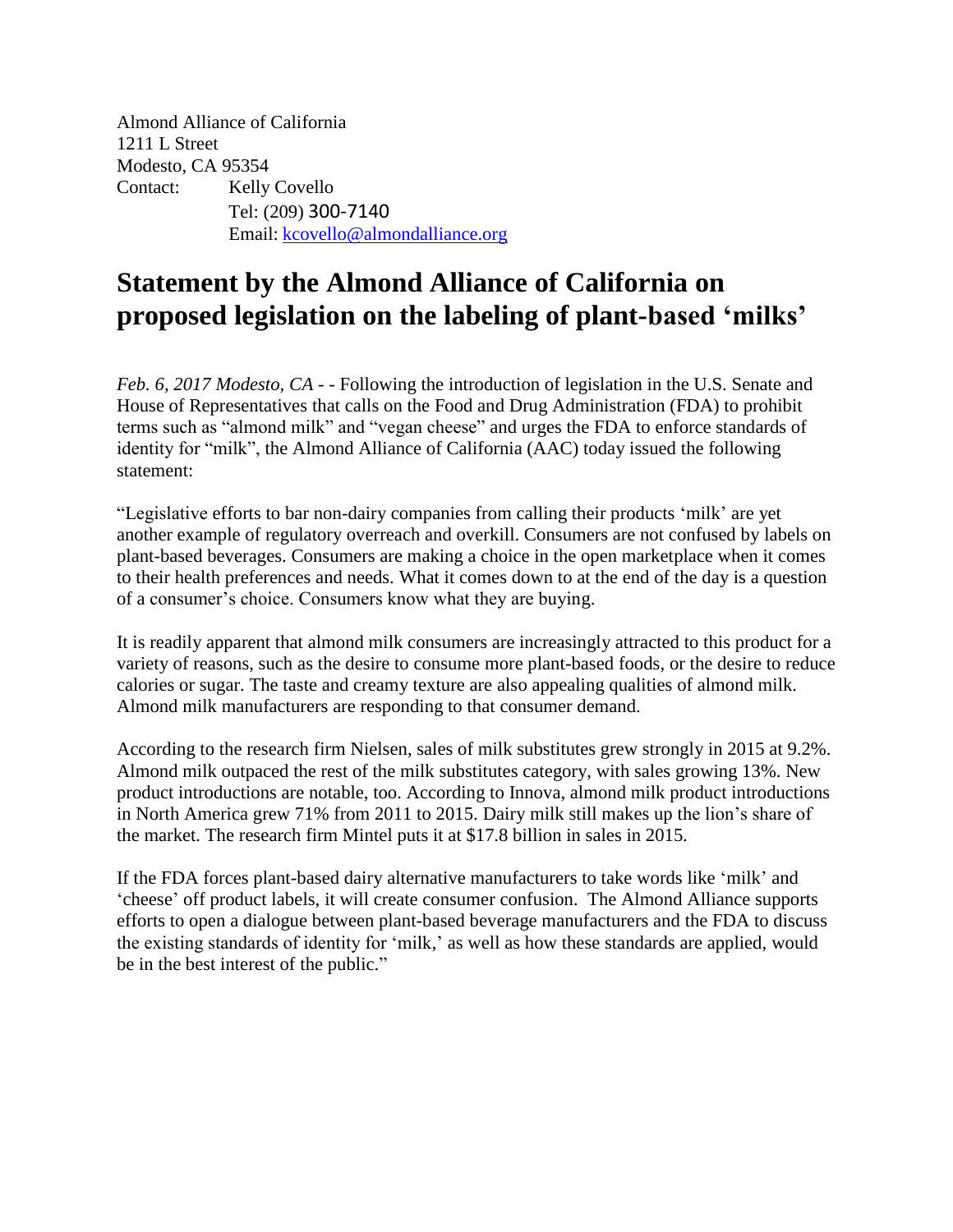Almond Alliance of California
1211 L Street
Modesto, CA 95354
Contact: Kelly Covello
Tel: (209) 300-7140
Email: kcovello@almondalliance.org

# Statement by the Almond Alliance of California on proposed legislation on the labeling of plant-based 'milks'

*Feb. 6, 2017 Modesto, CA* - - Following the introduction of legislation in the U.S. Senate and House of Representatives that calls on the Food and Drug Administration (FDA) to prohibit terms such as "almond milk" and "vegan cheese" and urges the FDA to enforce standards of identity for "milk", the Almond Alliance of California (AAC) today issued the following statement:

"Legislative efforts to bar non-dairy companies from calling their products 'milk' are yet another example of regulatory overreach and overkill. Consumers are not confused by labels on plant-based beverages. Consumers are making a choice in the open marketplace when it comes to their health preferences and needs. What it comes down to at the end of the day is a question of a consumer's choice. Consumers know what they are buying.

It is readily apparent that almond milk consumers are increasingly attracted to this product for a variety of reasons, such as the desire to consume more plant-based foods, or the desire to reduce calories or sugar. The taste and creamy texture are also appealing qualities of almond milk. Almond milk manufacturers are responding to that consumer demand.

According to the research firm Nielsen, sales of milk substitutes grew strongly in 2015 at 9.2%. Almond milk outpaced the rest of the milk substitutes category, with sales growing 13%. New product introductions are notable, too. According to Innova, almond milk product introductions in North America grew 71% from 2011 to 2015. Dairy milk still makes up the lion's share of the market. The research firm Mintel puts it at $17.8 billion in sales in 2015.

If the FDA forces plant-based dairy alternative manufacturers to take words like 'milk' and 'cheese' off product labels, it will create consumer confusion. The Almond Alliance supports efforts to open a dialogue between plant-based beverage manufacturers and the FDA to discuss the existing standards of identity for 'milk,' as well as how these standards are applied, would be in the best interest of the public."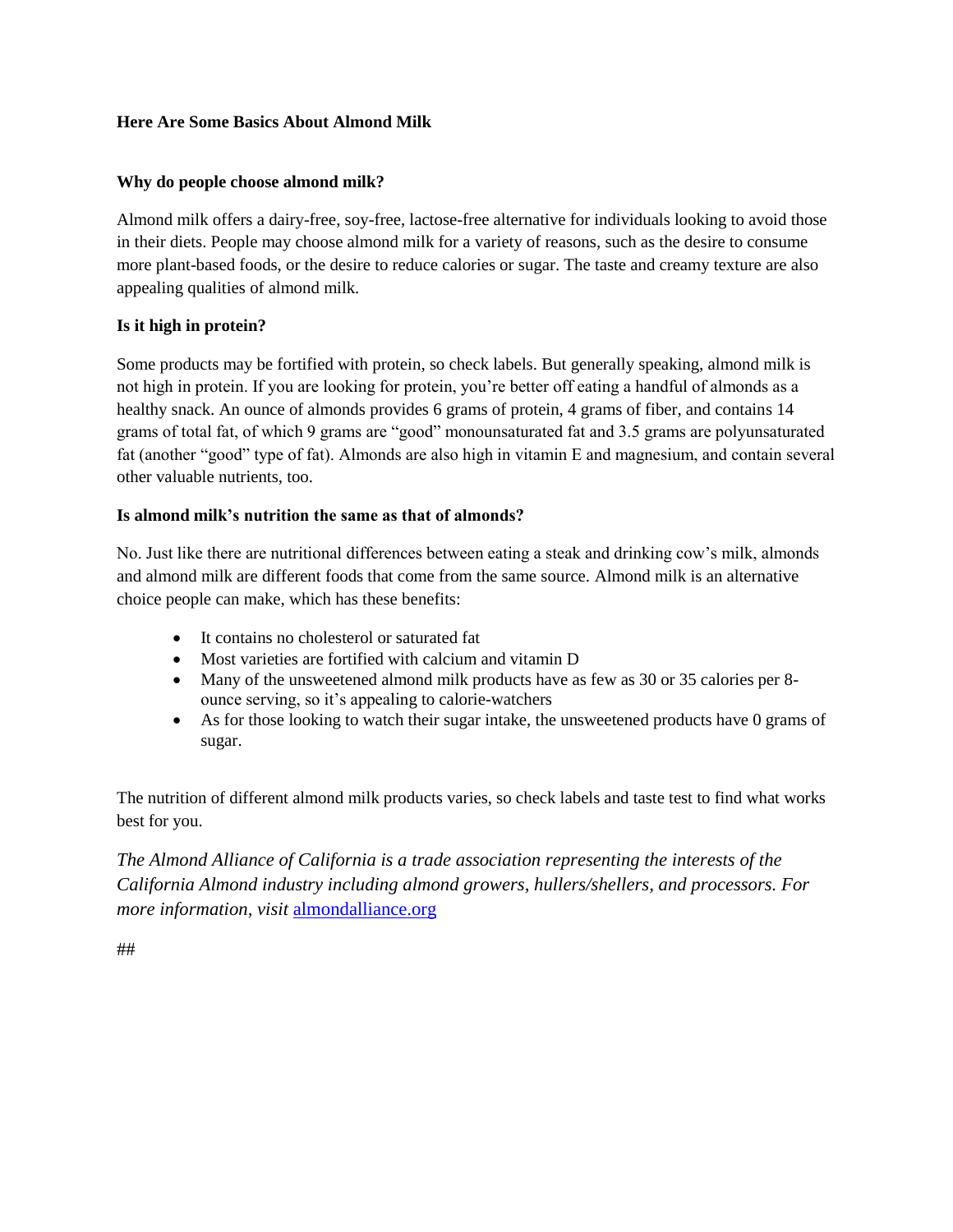**Here Are Some Basics About Almond Milk**

**Why do people choose almond milk?**

Almond milk offers a dairy-free, soy-free, lactose-free alternative for individuals looking to avoid those in their diets. People may choose almond milk for a variety of reasons, such as the desire to consume more plant-based foods, or the desire to reduce calories or sugar. The taste and creamy texture are also appealing qualities of almond milk.

**Is it high in protein?**

Some products may be fortified with protein, so check labels. But generally speaking, almond milk is not high in protein. If you are looking for protein, you're better off eating a handful of almonds as a healthy snack. An ounce of almonds provides 6 grams of protein, 4 grams of fiber, and contains 14 grams of total fat, of which 9 grams are "good" monounsaturated fat and 3.5 grams are polyunsaturated fat (another "good" type of fat). Almonds are also high in vitamin E and magnesium, and contain several other valuable nutrients, too.

**Is almond milk's nutrition the same as that of almonds?**

No. Just like there are nutritional differences between eating a steak and drinking cow's milk, almonds and almond milk are different foods that come from the same source. Almond milk is an alternative choice people can make, which has these benefits:

- It contains no cholesterol or saturated fat
- Most varieties are fortified with calcium and vitamin D
- Many of the unsweetened almond milk products have as few as 30 or 35 calories per 8-ounce serving, so it's appealing to calorie-watchers
- As for those looking to watch their sugar intake, the unsweetened products have 0 grams of sugar.

The nutrition of different almond milk products varies, so check labels and taste test to find what works best for you.

*The Almond Alliance of California is a trade association representing the interests of the California Almond industry including almond growers, hullers/shellers, and processors. For more information, visit* almondalliance.org

##